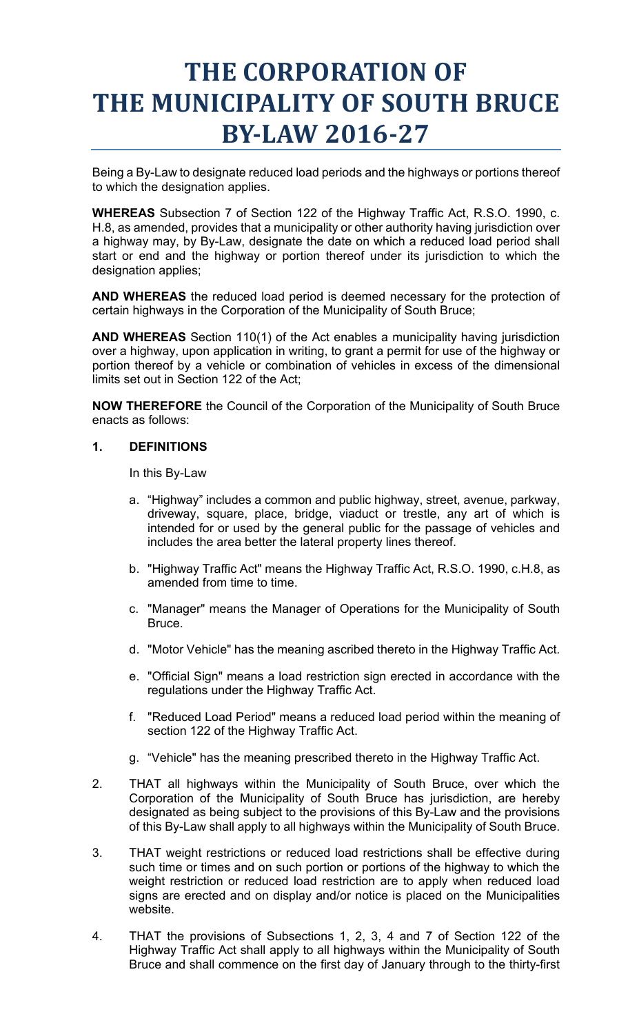# THE CORPORATION OF THE MUNICIPALITY OF SOUTH BRUCE BY-LAW 2016-27

Being a By-Law to designate reduced load periods and the highways or portions thereof to which the designation applies.

**WHEREAS** Subsection 7 of Section 122 of the Highway Traffic Act, R.S.O. 1990, c. H.8, as amended, provides that a municipality or other authority having jurisdiction over a highway may, by By-Law, designate the date on which a reduced load period shall start or end and the highway or portion thereof under its jurisdiction to which the designation applies;

**AND WHEREAS** the reduced load period is deemed necessary for the protection of certain highways in the Corporation of the Municipality of South Bruce;

**AND WHEREAS** Section 110(1) of the Act enables a municipality having jurisdiction over a highway, upon application in writing, to grant a permit for use of the highway or portion thereof by a vehicle or combination of vehicles in excess of the dimensional limits set out in Section 122 of the Act;

**NOW THEREFORE** the Council of the Corporation of the Municipality of South Bruce enacts as follows:

**1. DEFINITIONS**

In this By-Law

a. "Highway" includes a common and public highway, street, avenue, parkway, driveway, square, place, bridge, viaduct or trestle, any art of which is intended for or used by the general public for the passage of vehicles and includes the area better the lateral property lines thereof.

b. "Highway Traffic Act" means the Highway Traffic Act, R.S.O. 1990, c.H.8, as amended from time to time.

c. "Manager" means the Manager of Operations for the Municipality of South Bruce.

d. "Motor Vehicle" has the meaning ascribed thereto in the Highway Traffic Act.

e. "Official Sign" means a load restriction sign erected in accordance with the regulations under the Highway Traffic Act.

f. "Reduced Load Period" means a reduced load period within the meaning of section 122 of the Highway Traffic Act.

g. "Vehicle" has the meaning prescribed thereto in the Highway Traffic Act.

2. THAT all highways within the Municipality of South Bruce, over which the Corporation of the Municipality of South Bruce has jurisdiction, are hereby designated as being subject to the provisions of this By-Law and the provisions of this By-Law shall apply to all highways within the Municipality of South Bruce.

3. THAT weight restrictions or reduced load restrictions shall be effective during such time or times and on such portion or portions of the highway to which the weight restriction or reduced load restriction are to apply when reduced load signs are erected and on display and/or notice is placed on the Municipalities website.

4. THAT the provisions of Subsections 1, 2, 3, 4 and 7 of Section 122 of the Highway Traffic Act shall apply to all highways within the Municipality of South Bruce and shall commence on the first day of January through to the thirty-first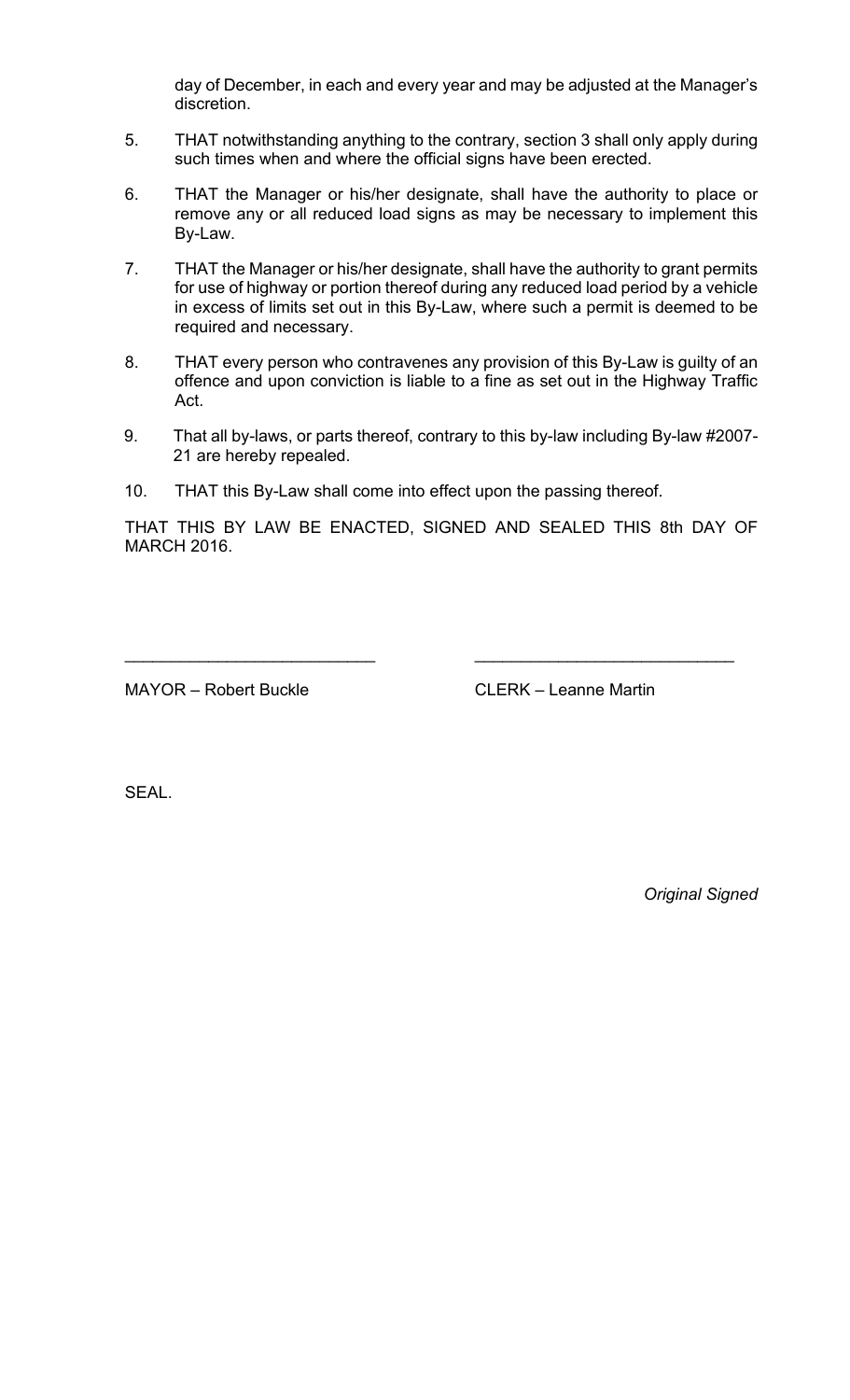day of December, in each and every year and may be adjusted at the Manager's discretion.

5. THAT notwithstanding anything to the contrary, section 3 shall only apply during such times when and where the official signs have been erected.

6. THAT the Manager or his/her designate, shall have the authority to place or remove any or all reduced load signs as may be necessary to implement this By-Law.

7. THAT the Manager or his/her designate, shall have the authority to grant permits for use of highway or portion thereof during any reduced load period by a vehicle in excess of limits set out in this By-Law, where such a permit is deemed to be required and necessary.

8. THAT every person who contravenes any provision of this By-Law is guilty of an offence and upon conviction is liable to a fine as set out in the Highway Traffic Act.

9. That all by-laws, or parts thereof, contrary to this by-law including By-law #2007-21 are hereby repealed.

10. THAT this By-Law shall come into effect upon the passing thereof.

THAT THIS BY LAW BE ENACTED, SIGNED AND SEALED THIS 8th DAY OF MARCH 2016.

\_\_\_\_\_\_\_\_\_\_\_\_\_\_\_\_\_\_\_\_\_\_\_\_\_\_\_ \_\_\_\_\_\_\_\_\_\_\_\_\_\_\_\_\_\_\_\_\_\_\_\_\_\_\_\_

MAYOR – Robert Buckle CLERK – Leanne Martin

SEAL.

*Original Signed*